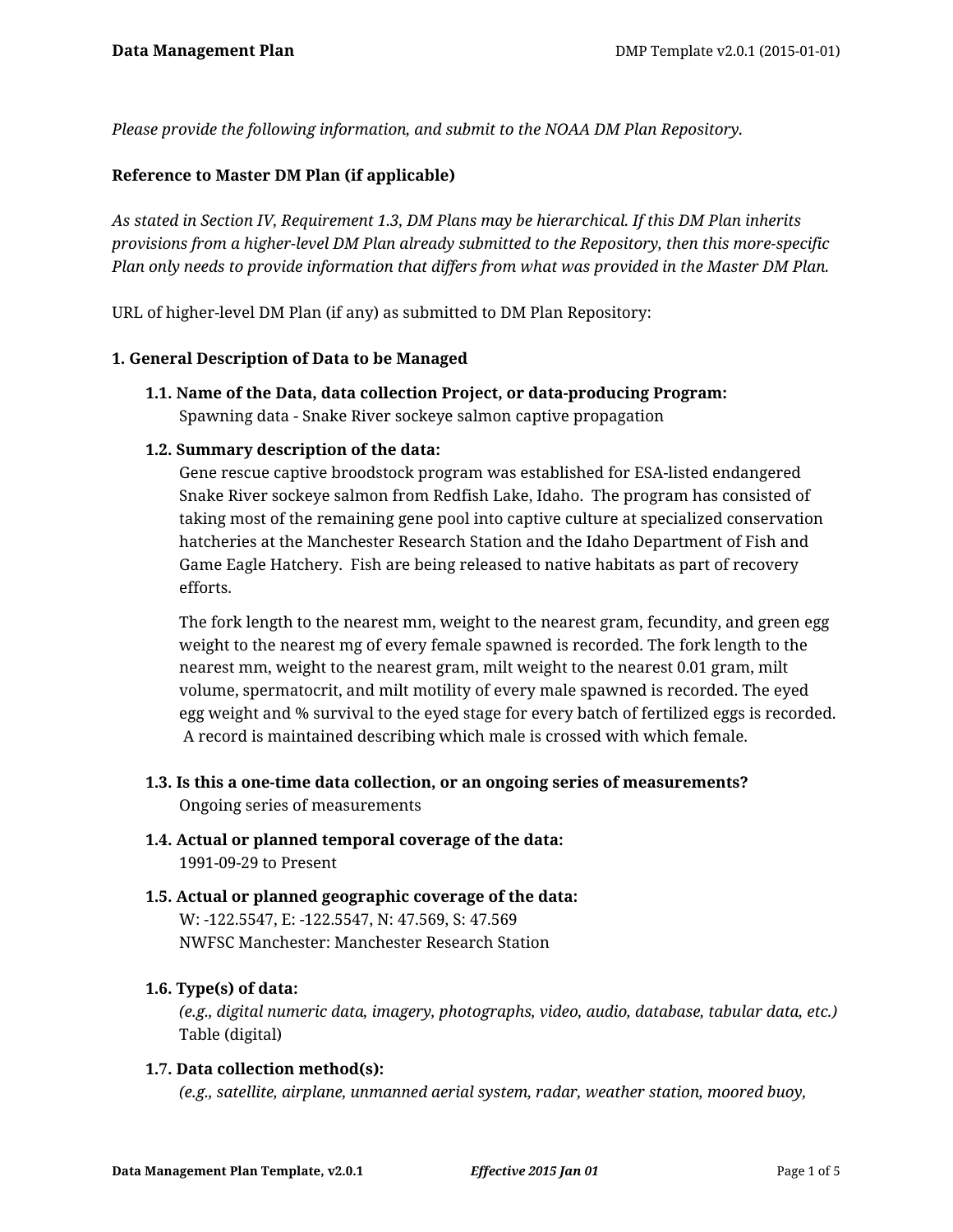*Please provide the following information, and submit to the NOAA DM Plan Repository.*

**Reference to Master DM Plan (if applicable)**

*As stated in Section IV, Requirement 1.3, DM Plans may be hierarchical. If this DM Plan inherits provisions from a higher-level DM Plan already submitted to the Repository, then this more-specific Plan only needs to provide information that differs from what was provided in the Master DM Plan.*

URL of higher-level DM Plan (if any) as submitted to DM Plan Repository:

**1. General Description of Data to be Managed**

**1.1. Name of the Data, data collection Project, or data-producing Program:**
Spawning data - Snake River sockeye salmon captive propagation

**1.2. Summary description of the data:**
Gene rescue captive broodstock program was established for ESA-listed endangered Snake River sockeye salmon from Redfish Lake, Idaho. The program has consisted of taking most of the remaining gene pool into captive culture at specialized conservation hatcheries at the Manchester Research Station and the Idaho Department of Fish and Game Eagle Hatchery. Fish are being released to native habitats as part of recovery efforts.

The fork length to the nearest mm, weight to the nearest gram, fecundity, and green egg weight to the nearest mg of every female spawned is recorded. The fork length to the nearest mm, weight to the nearest gram, milt weight to the nearest 0.01 gram, milt volume, spermatocrit, and milt motility of every male spawned is recorded. The eyed egg weight and % survival to the eyed stage for every batch of fertilized eggs is recorded. A record is maintained describing which male is crossed with which female.

**1.3. Is this a one-time data collection, or an ongoing series of measurements?**
Ongoing series of measurements

**1.4. Actual or planned temporal coverage of the data:**
1991-09-29 to Present

**1.5. Actual or planned geographic coverage of the data:**
W: -122.5547, E: -122.5547, N: 47.569, S: 47.569
NWFSC Manchester: Manchester Research Station

**1.6. Type(s) of data:**
*(e.g., digital numeric data, imagery, photographs, video, audio, database, tabular data, etc.)*
Table (digital)

**1.7. Data collection method(s):**
*(e.g., satellite, airplane, unmanned aerial system, radar, weather station, moored buoy,*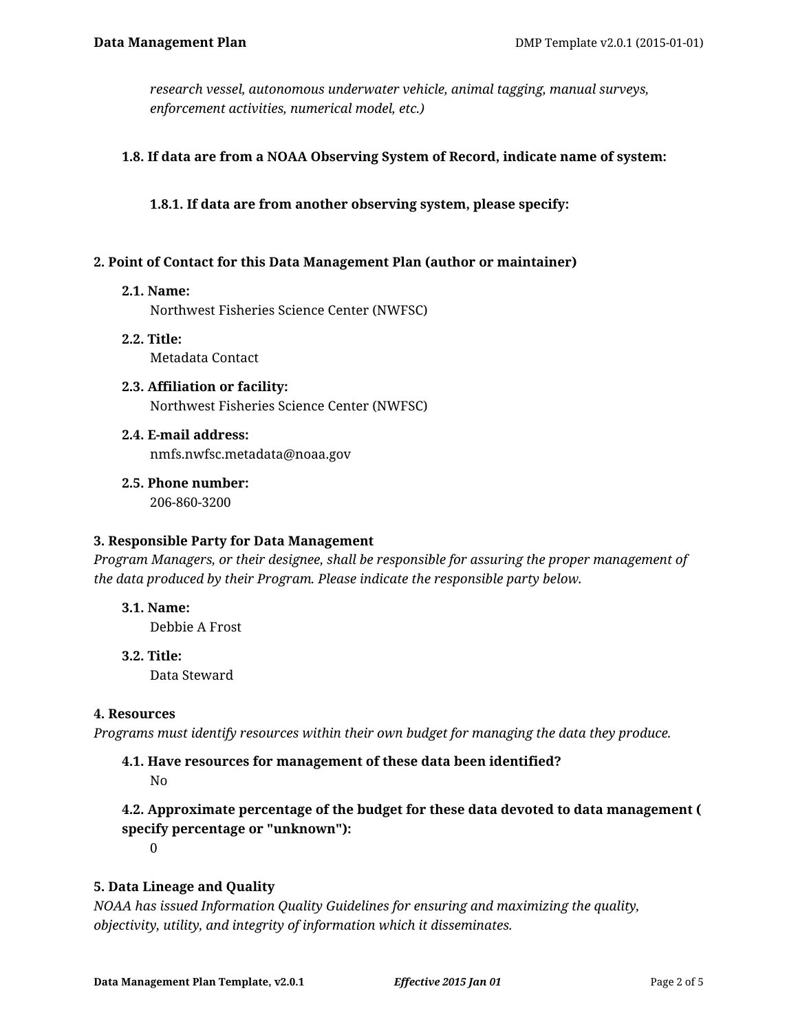*research vessel, autonomous underwater vehicle, animal tagging, manual surveys, enforcement activities, numerical model, etc.)*

**1.8. If data are from a NOAA Observing System of Record, indicate name of system:**

**1.8.1. If data are from another observing system, please specify:**

## 2. Point of Contact for this Data Management Plan (author or maintainer)

**2.1. Name:**
Northwest Fisheries Science Center (NWFSC)

**2.2. Title:**
Metadata Contact

**2.3. Affiliation or facility:**
Northwest Fisheries Science Center (NWFSC)

**2.4. E-mail address:**
nmfs.nwfsc.metadata@noaa.gov

**2.5. Phone number:**
206-860-3200

## 3. Responsible Party for Data Management

*Program Managers, or their designee, shall be responsible for assuring the proper management of the data produced by their Program. Please indicate the responsible party below.*

**3.1. Name:**
Debbie A Frost

**3.2. Title:**
Data Steward

## 4. Resources

*Programs must identify resources within their own budget for managing the data they produce.*

**4.1. Have resources for management of these data been identified?**
No

**4.2. Approximate percentage of the budget for these data devoted to data management ( specify percentage or "unknown"):**
0

## 5. Data Lineage and Quality

*NOAA has issued Information Quality Guidelines for ensuring and maximizing the quality, objectivity, utility, and integrity of information which it disseminates.*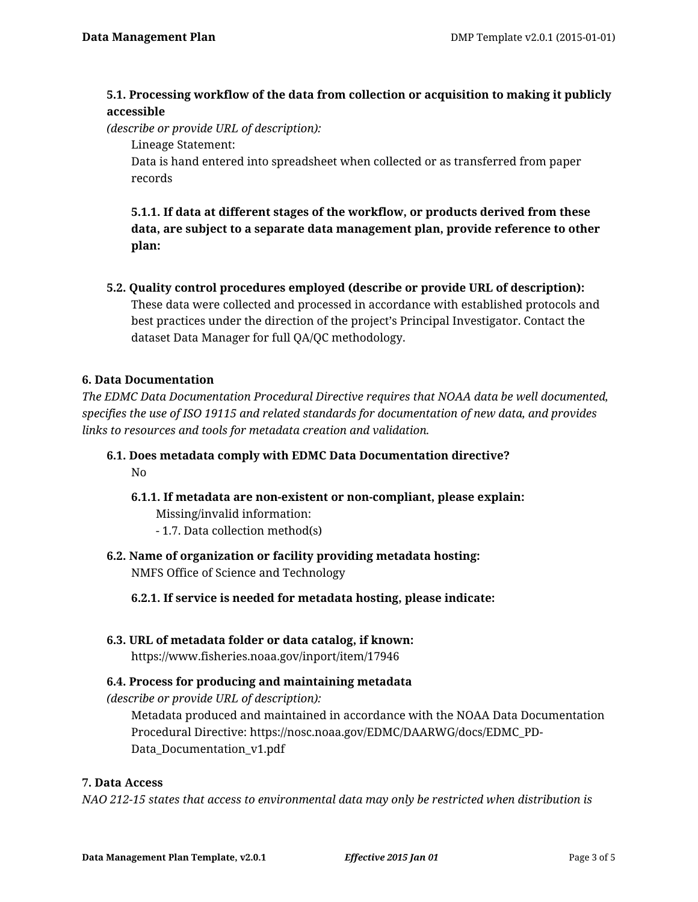**5.1. Processing workflow of the data from collection or acquisition to making it publicly accessible**

*(describe or provide URL of description):*

Lineage Statement:
Data is hand entered into spreadsheet when collected or as transferred from paper records

**5.1.1. If data at different stages of the workflow, or products derived from these data, are subject to a separate data management plan, provide reference to other plan:**

**5.2. Quality control procedures employed (describe or provide URL of description):**

These data were collected and processed in accordance with established protocols and best practices under the direction of the project's Principal Investigator. Contact the dataset Data Manager for full QA/QC methodology.

## 6. Data Documentation

*The EDMC Data Documentation Procedural Directive requires that NOAA data be well documented, specifies the use of ISO 19115 and related standards for documentation of new data, and provides links to resources and tools for metadata creation and validation.*

**6.1. Does metadata comply with EDMC Data Documentation directive?**

No

**6.1.1. If metadata are non-existent or non-compliant, please explain:**

Missing/invalid information:
- 1.7. Data collection method(s)

**6.2. Name of organization or facility providing metadata hosting:**

NMFS Office of Science and Technology

**6.2.1. If service is needed for metadata hosting, please indicate:**

**6.3. URL of metadata folder or data catalog, if known:**

https://www.fisheries.noaa.gov/inport/item/17946

**6.4. Process for producing and maintaining metadata**

*(describe or provide URL of description):*

Metadata produced and maintained in accordance with the NOAA Data Documentation Procedural Directive: https://nosc.noaa.gov/EDMC/DAARWG/docs/EDMC_PD-Data_Documentation_v1.pdf

## 7. Data Access

*NAO 212-15 states that access to environmental data may only be restricted when distribution is*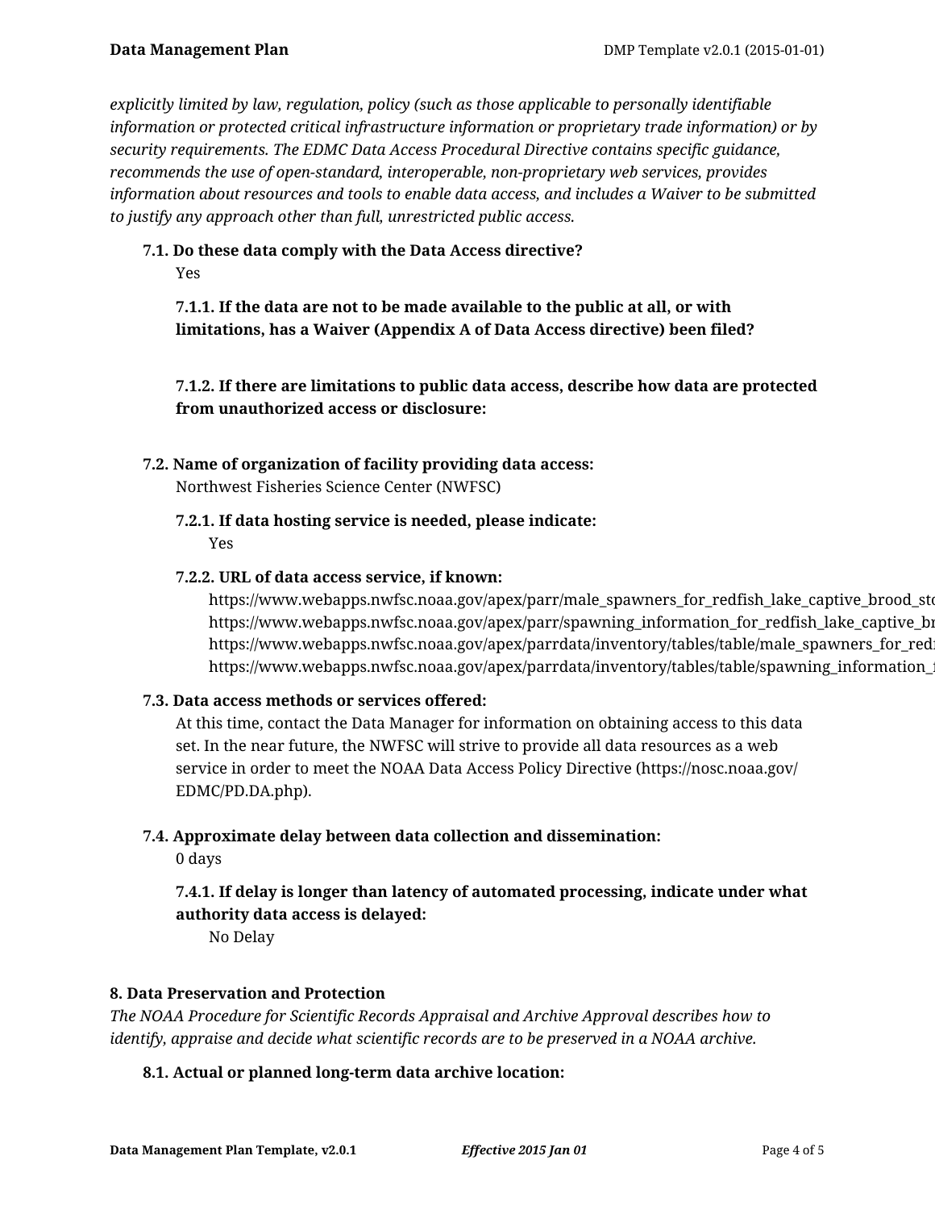*explicitly limited by law, regulation, policy (such as those applicable to personally identifiable information or protected critical infrastructure information or proprietary trade information) or by security requirements. The EDMC Data Access Procedural Directive contains specific guidance, recommends the use of open-standard, interoperable, non-proprietary web services, provides information about resources and tools to enable data access, and includes a Waiver to be submitted to justify any approach other than full, unrestricted public access.*

**7.1. Do these data comply with the Data Access directive?**

Yes

**7.1.1. If the data are not to be made available to the public at all, or with limitations, has a Waiver (Appendix A of Data Access directive) been filed?**

**7.1.2. If there are limitations to public data access, describe how data are protected from unauthorized access or disclosure:**

**7.2. Name of organization of facility providing data access:**

Northwest Fisheries Science Center (NWFSC)

**7.2.1. If data hosting service is needed, please indicate:**

Yes

**7.2.2. URL of data access service, if known:**

https://www.webapps.nwfsc.noaa.gov/apex/parr/male_spawners_for_redfish_lake_captive_brood_sto
https://www.webapps.nwfsc.noaa.gov/apex/parr/spawning_information_for_redfish_lake_captive_br
https://www.webapps.nwfsc.noaa.gov/apex/parrdata/inventory/tables/table/male_spawners_for_red
https://www.webapps.nwfsc.noaa.gov/apex/parrdata/inventory/tables/table/spawning_information_

**7.3. Data access methods or services offered:**

At this time, contact the Data Manager for information on obtaining access to this data set. In the near future, the NWFSC will strive to provide all data resources as a web service in order to meet the NOAA Data Access Policy Directive (https://nosc.noaa.gov/EDMC/PD.DA.php).

**7.4. Approximate delay between data collection and dissemination:**

0 days

**7.4.1. If delay is longer than latency of automated processing, indicate under what authority data access is delayed:**

No Delay

**8. Data Preservation and Protection**

*The NOAA Procedure for Scientific Records Appraisal and Archive Approval describes how to identify, appraise and decide what scientific records are to be preserved in a NOAA archive.*

**8.1. Actual or planned long-term data archive location:**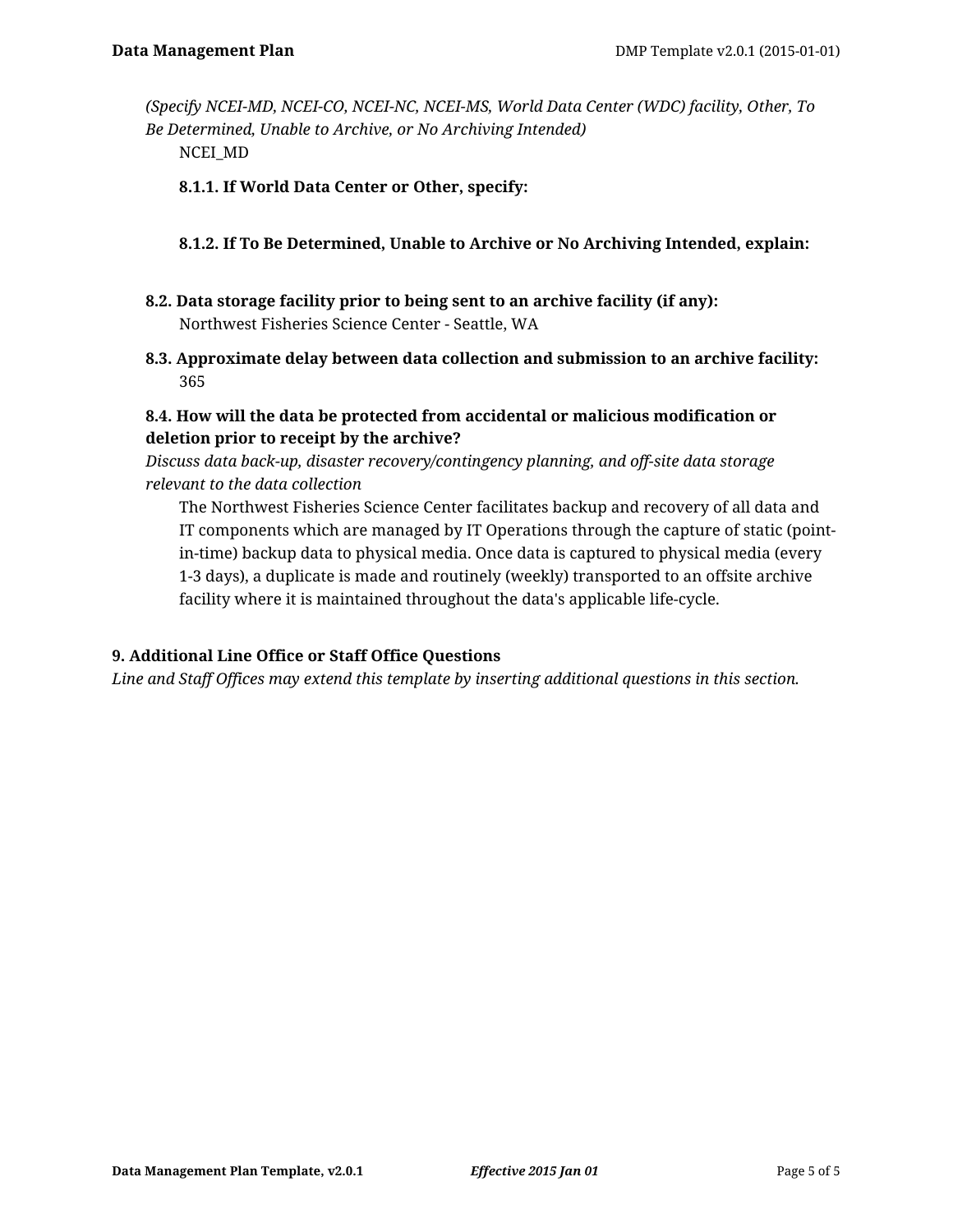*(Specify NCEI-MD, NCEI-CO, NCEI-NC, NCEI-MS, World Data Center (WDC) facility, Other, To Be Determined, Unable to Archive, or No Archiving Intended)*

NCEI_MD

**8.1.1. If World Data Center or Other, specify:**

**8.1.2. If To Be Determined, Unable to Archive or No Archiving Intended, explain:**

**8.2. Data storage facility prior to being sent to an archive facility (if any):**

Northwest Fisheries Science Center - Seattle, WA

**8.3. Approximate delay between data collection and submission to an archive facility:**

365

**8.4. How will the data be protected from accidental or malicious modification or deletion prior to receipt by the archive?**

*Discuss data back-up, disaster recovery/contingency planning, and off-site data storage relevant to the data collection*

The Northwest Fisheries Science Center facilitates backup and recovery of all data and IT components which are managed by IT Operations through the capture of static (point-in-time) backup data to physical media. Once data is captured to physical media (every 1-3 days), a duplicate is made and routinely (weekly) transported to an offsite archive facility where it is maintained throughout the data's applicable life-cycle.

## 9. Additional Line Office or Staff Office Questions

*Line and Staff Offices may extend this template by inserting additional questions in this section.*